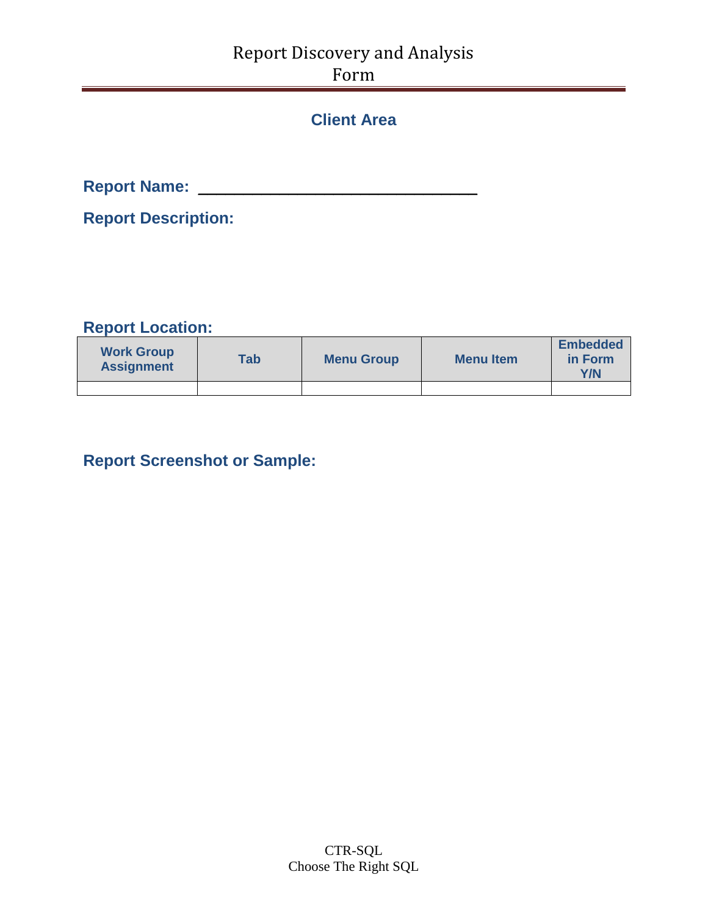# Report Discovery and Analysis Form

## Client Area

**Report Name:** ______________________________

**Report Description:**

**Report Location:**

| Work Group Assignment | Tab | Menu Group | Menu Item | Embedded in Form Y/N |
|---|---|---|---|---|
| | | | | |

**Report Screenshot or Sample:**

CTR-SQL
Choose The Right SQL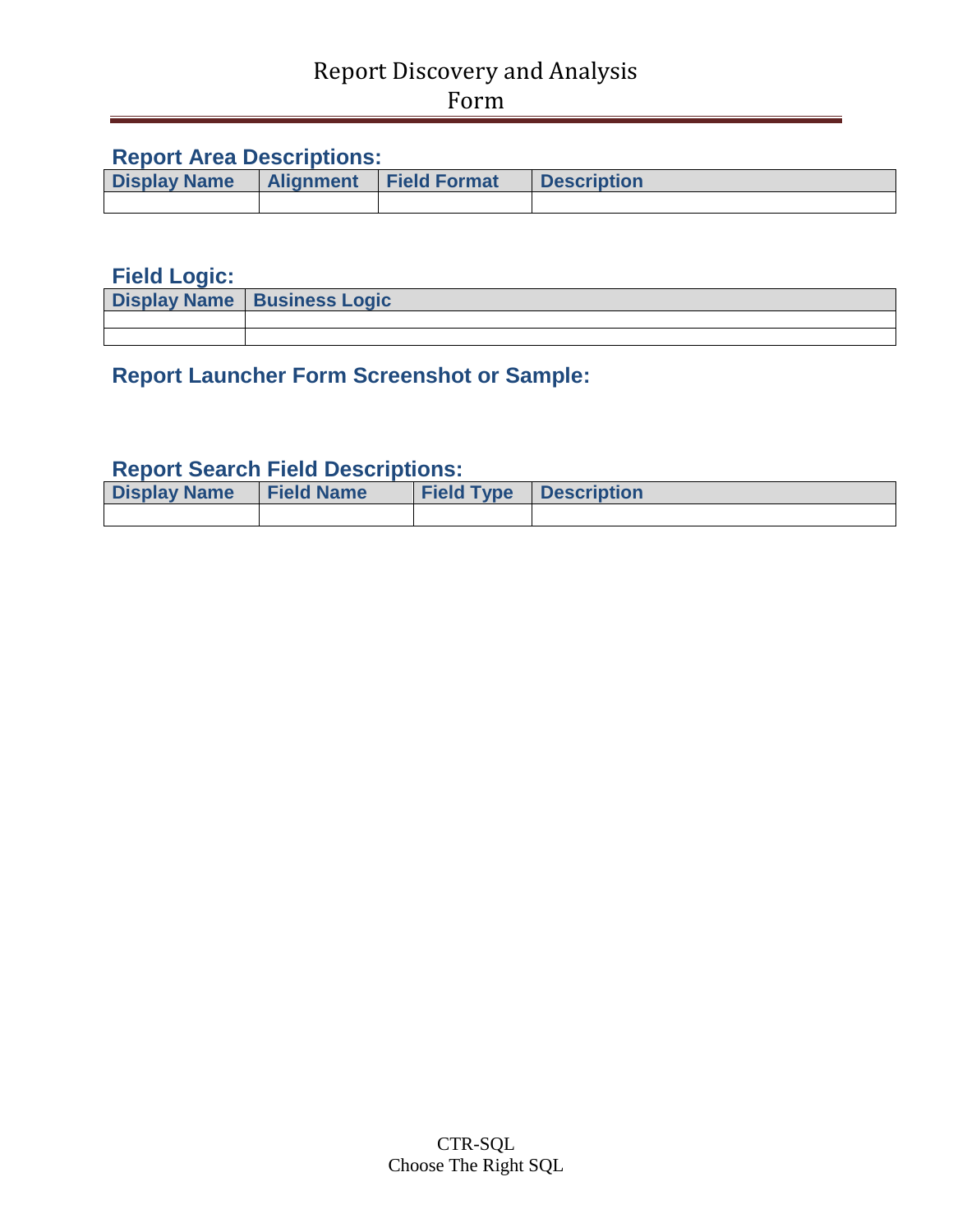# Report Discovery and Analysis Form

## Report Area Descriptions:

| Display Name | Alignment | Field Format | Description |
|---|---|---|---|
| | | | |

## Field Logic:

| Display Name | Business Logic |
|---|---|
| | |
| | |

## Report Launcher Form Screenshot or Sample:

## Report Search Field Descriptions:

| Display Name | Field Name | Field Type | Description |
|---|---|---|---|
| | | | |

CTR-SQL
Choose The Right SQL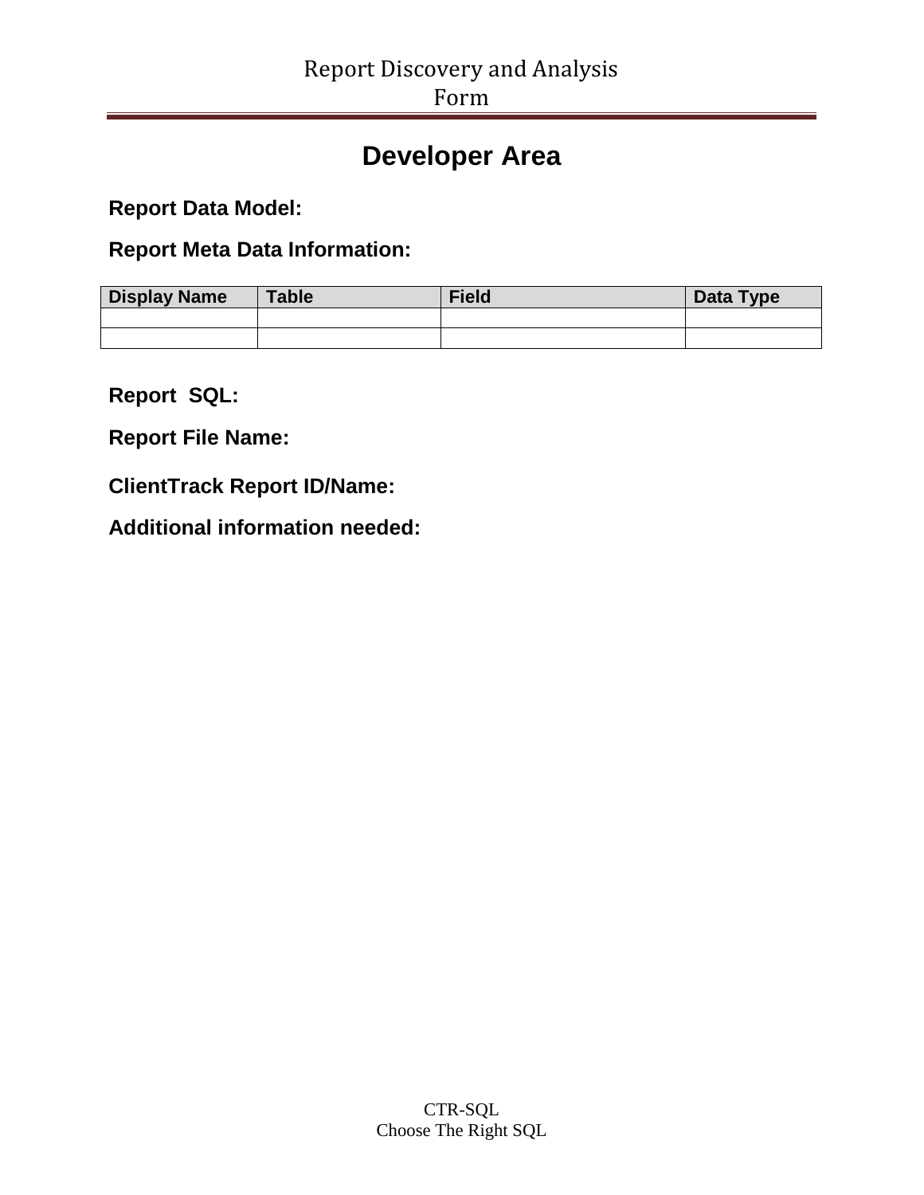# Developer Area

**Report Data Model:**

**Report Meta Data Information:**

| Display Name | Table | Field | Data Type |
|---|---|---|---|
| | | | |
| | | | |

**Report SQL:**

**Report File Name:**

**ClientTrack Report ID/Name:**

**Additional information needed:**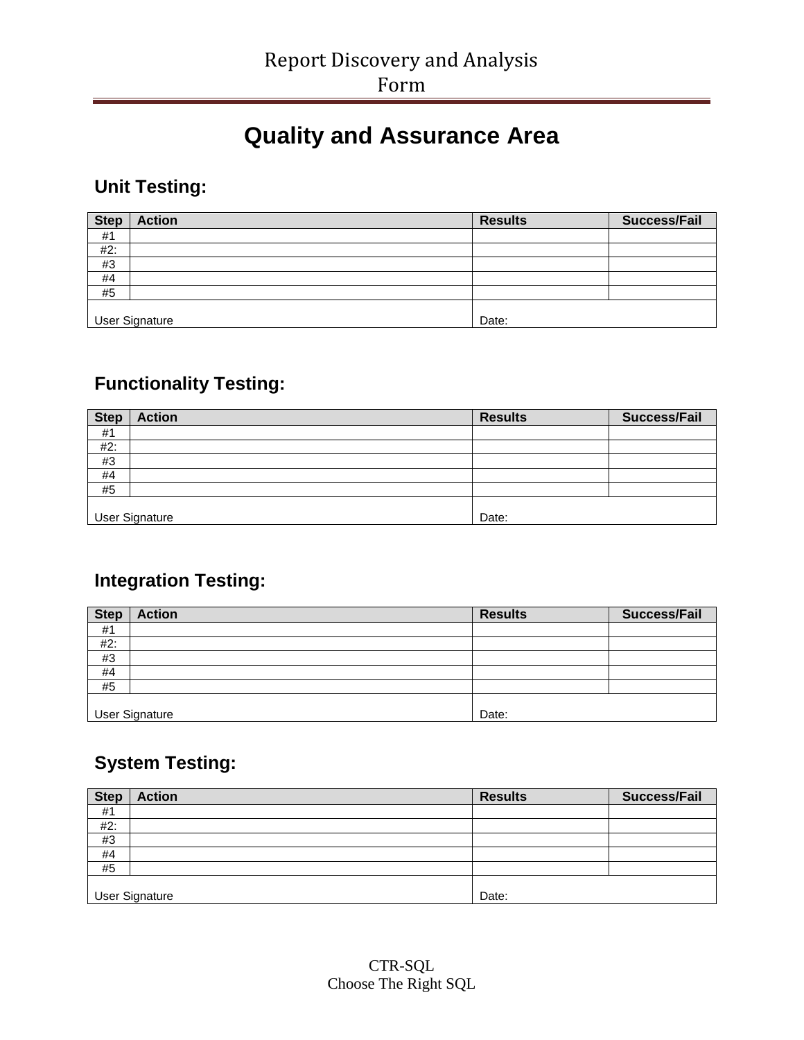# Quality and Assurance Area

## Unit Testing:

| Step | Action | Results | Success/Fail |
|---|---|---|---|
| #1 | | | |
| #2: | | | |
| #3 | | | |
| #4 | | | |
| #5 | | | |
| User Signature | | Date: | |

## Functionality Testing:

| Step | Action | Results | Success/Fail |
|---|---|---|---|
| #1 | | | |
| #2: | | | |
| #3 | | | |
| #4 | | | |
| #5 | | | |
| User Signature | | Date: | |

## Integration Testing:

| Step | Action | Results | Success/Fail |
|---|---|---|---|
| #1 | | | |
| #2: | | | |
| #3 | | | |
| #4 | | | |
| #5 | | | |
| User Signature | | Date: | |

## System Testing:

| Step | Action | Results | Success/Fail |
|---|---|---|---|
| #1 | | | |
| #2: | | | |
| #3 | | | |
| #4 | | | |
| #5 | | | |
| User Signature | | Date: | |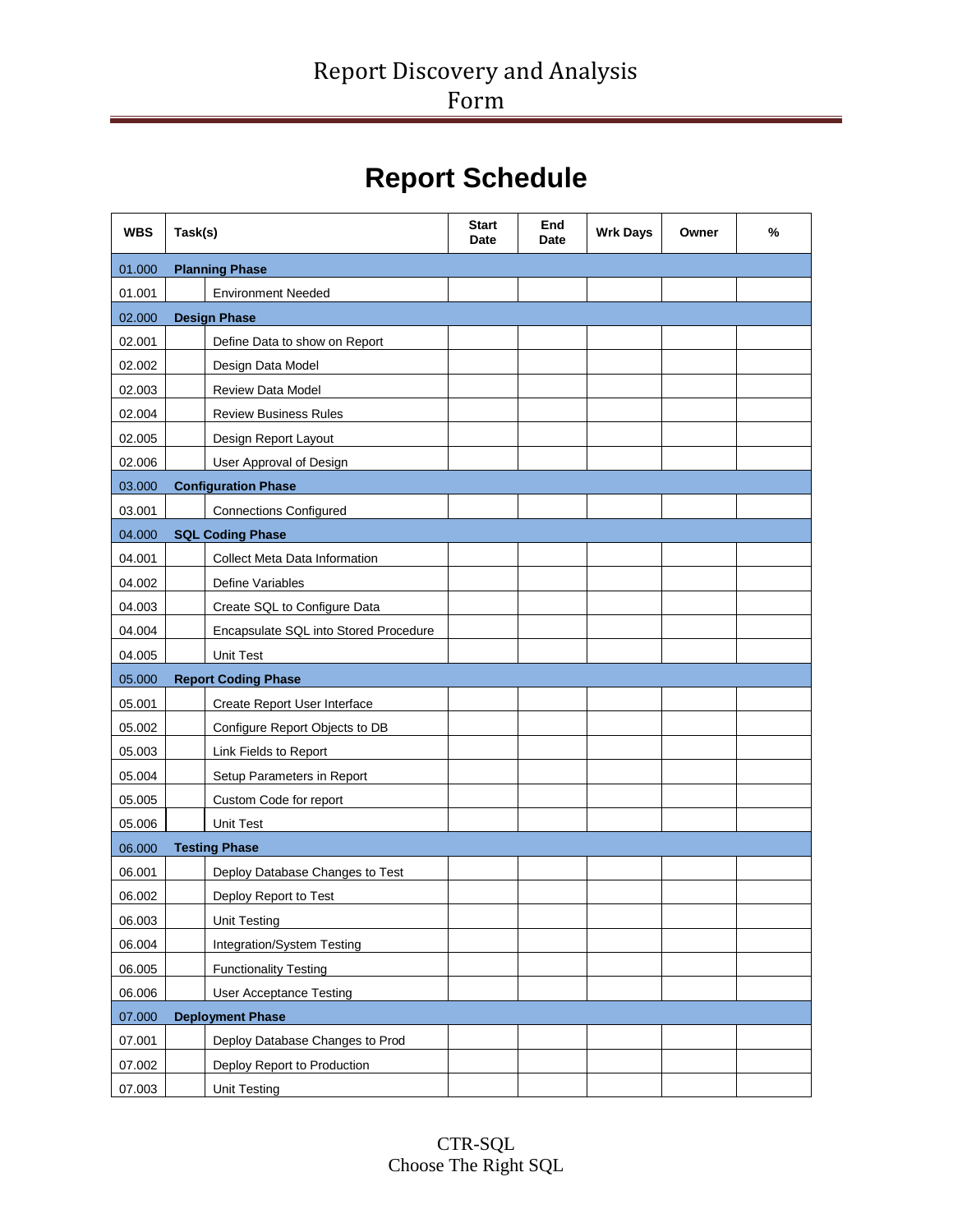# Report Schedule

| WBS | Task(s) | Start Date | End Date | Wrk Days | Owner | % |
|---|---|---|---|---|---|---|
| 01.000 | **Planning Phase** | | | | | |
| 01.001 | Environment Needed | | | | | |
| 02.000 | **Design Phase** | | | | | |
| 02.001 | Define Data to show on Report | | | | | |
| 02.002 | Design Data Model | | | | | |
| 02.003 | Review Data Model | | | | | |
| 02.004 | Review Business Rules | | | | | |
| 02.005 | Design Report Layout | | | | | |
| 02.006 | User Approval of Design | | | | | |
| 03.000 | **Configuration Phase** | | | | | |
| 03.001 | Connections Configured | | | | | |
| 04.000 | **SQL Coding Phase** | | | | | |
| 04.001 | Collect Meta Data Information | | | | | |
| 04.002 | Define Variables | | | | | |
| 04.003 | Create SQL to Configure Data | | | | | |
| 04.004 | Encapsulate SQL into Stored Procedure | | | | | |
| 04.005 | Unit Test | | | | | |
| 05.000 | **Report Coding Phase** | | | | | |
| 05.001 | Create Report User Interface | | | | | |
| 05.002 | Configure Report Objects to DB | | | | | |
| 05.003 | Link Fields to Report | | | | | |
| 05.004 | Setup Parameters in Report | | | | | |
| 05.005 | Custom Code for report | | | | | |
| 05.006 | Unit Test | | | | | |
| 06.000 | **Testing Phase** | | | | | |
| 06.001 | Deploy Database Changes to Test | | | | | |
| 06.002 | Deploy Report to Test | | | | | |
| 06.003 | Unit Testing | | | | | |
| 06.004 | Integration/System Testing | | | | | |
| 06.005 | Functionality Testing | | | | | |
| 06.006 | User Acceptance Testing | | | | | |
| 07.000 | **Deployment Phase** | | | | | |
| 07.001 | Deploy Database Changes to Prod | | | | | |
| 07.002 | Deploy Report to Production | | | | | |
| 07.003 | Unit Testing | | | | | |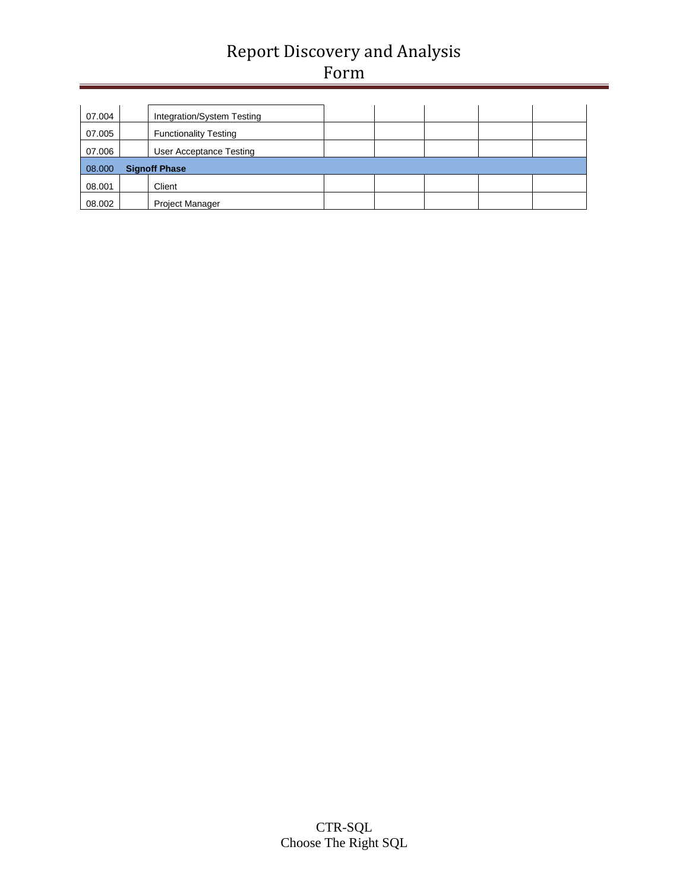| | | | | | | | |
|---|---|---|---|---|---|---|---|
| 07.004 | | Integration/System Testing | | | | | |
| 07.005 | | Functionality Testing | | | | | |
| 07.006 | | User Acceptance Testing | | | | | |
| 08.000 | **Signoff Phase** | | | | | | |
| 08.001 | | Client | | | | | |
| 08.002 | | Project Manager | | | | | |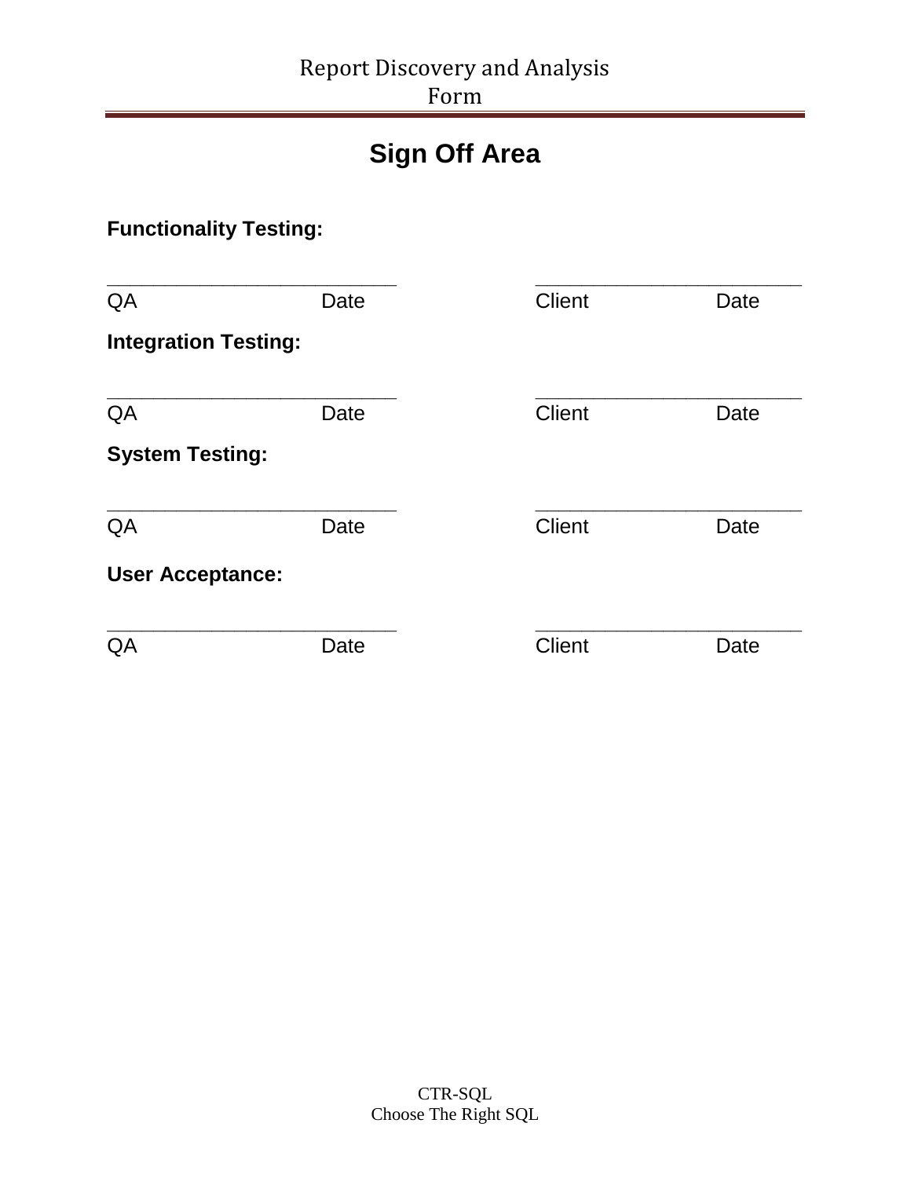# Sign Off Area

**Functionality Testing:**

\_\_\_\_\_\_\_\_\_\_\_\_\_\_\_\_\_\_\_\_\_\_\_\_\_\_ \_\_\_\_\_\_\_\_\_\_\_\_\_\_\_\_\_\_\_\_\_\_\_\_\_
QA Date Client Date

**Integration Testing:**

\_\_\_\_\_\_\_\_\_\_\_\_\_\_\_\_\_\_\_\_\_\_\_\_\_\_ \_\_\_\_\_\_\_\_\_\_\_\_\_\_\_\_\_\_\_\_\_\_\_\_\_
QA Date Client Date

**System Testing:**

\_\_\_\_\_\_\_\_\_\_\_\_\_\_\_\_\_\_\_\_\_\_\_\_\_\_ \_\_\_\_\_\_\_\_\_\_\_\_\_\_\_\_\_\_\_\_\_\_\_\_\_
QA Date Client Date

**User Acceptance:**

\_\_\_\_\_\_\_\_\_\_\_\_\_\_\_\_\_\_\_\_\_\_\_\_\_\_ \_\_\_\_\_\_\_\_\_\_\_\_\_\_\_\_\_\_\_\_\_\_\_\_\_
QA Date Client Date